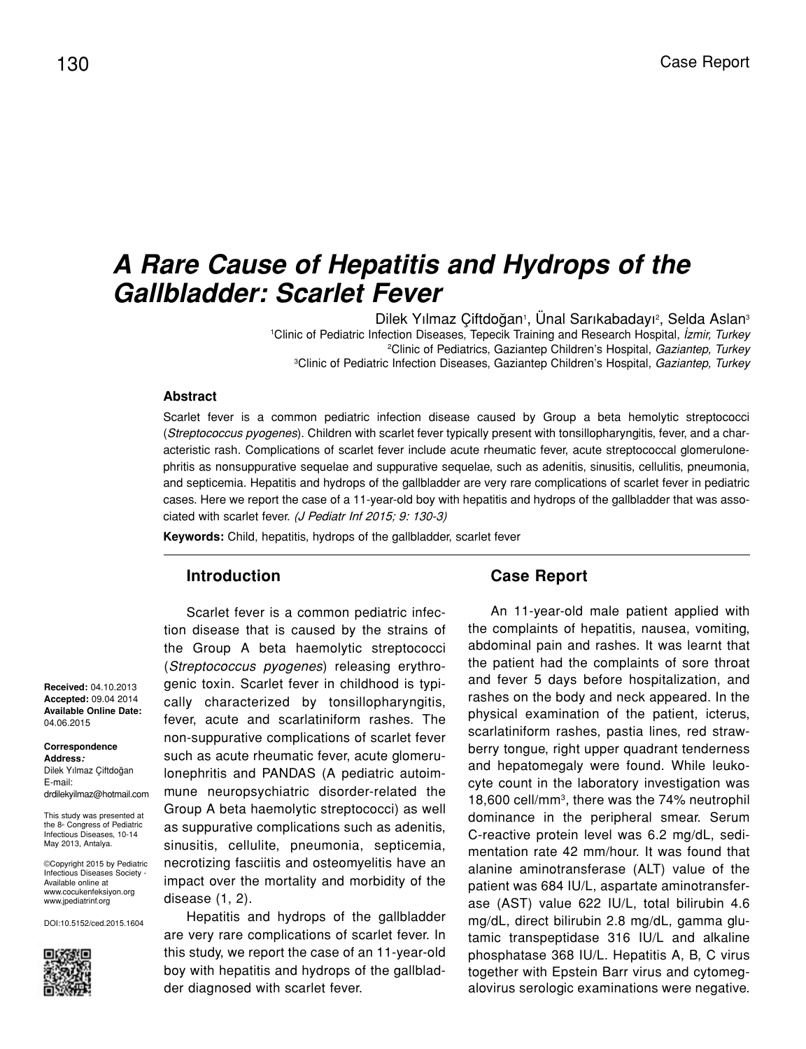# A Rare Cause of Hepatitis and Hydrops of the Gallbladder: Scarlet Fever

Dilek Yılmaz Çiftdoğan[1], Ünal Sarıkabadayı[2], Selda Aslan[3]

[1]Clinic of Pediatric Infection Diseases, Tepecik Training and Research Hospital, *İzmir, Turkey*
[2]Clinic of Pediatrics, Gaziantep Children's Hospital, *Gaziantep, Turkey*
[3]Clinic of Pediatric Infection Diseases, Gaziantep Children's Hospital, *Gaziantep, Turkey*

### Abstract

Scarlet fever is a common pediatric infection disease caused by Group a beta hemolytic streptococci (*Streptococcus pyogenes*). Children with scarlet fever typically present with tonsillopharyngitis, fever, and a characteristic rash. Complications of scarlet fever include acute rheumatic fever, acute streptococcal glomerulonephritis as nonsuppurative sequelae and suppurative sequelae, such as adenitis, sinusitis, cellulitis, pneumonia, and septicemia. Hepatitis and hydrops of the gallbladder are very rare complications of scarlet fever in pediatric cases. Here we report the case of a 11-year-old boy with hepatitis and hydrops of the gallbladder that was associated with scarlet fever. *(J Pediatr Inf 2015; 9: 130-3)*

**Keywords:** Child, hepatitis, hydrops of the gallbladder, scarlet fever

**Received:** 04.10.2013
**Accepted:** 09.04 2014
**Available Online Date:** 04.06.2015

**Correspondence Address*:***
Dilek Yılmaz Çiftdoğan
E-mail:
drdilekyilmaz@hotmail.com

This study was presented at the 8th Congress of Pediatric Infectious Diseases, 10-14 May 2013, Antalya.

©Copyright 2015 by Pediatric Infectious Diseases Society - Available online at www.cocukenfeksiyon.org www.jpediatrinf.org

DOI:10.5152/ced.2015.1604

## Introduction

Scarlet fever is a common pediatric infection disease that is caused by the strains of the Group A beta haemolytic streptococci (*Streptococcus pyogenes*) releasing erythrogenic toxin. Scarlet fever in childhood is typically characterized by tonsillopharyngitis, fever, acute and scarlatiniform rashes. The non-suppurative complications of scarlet fever such as acute rheumatic fever, acute glomerulonephritis and PANDAS (A pediatric autoimmune neuropsychiatric disorder-related the Group A beta haemolytic streptococci) as well as suppurative complications such as adenitis, sinusitis, cellulite, pneumonia, septicemia, necrotizing fasciitis and osteomyelitis have an impact over the mortality and morbidity of the disease (1, 2).

Hepatitis and hydrops of the gallbladder are very rare complications of scarlet fever. In this study, we report the case of an 11-year-old boy with hepatitis and hydrops of the gallbladder diagnosed with scarlet fever.

## Case Report

An 11-year-old male patient applied with the complaints of hepatitis, nausea, vomiting, abdominal pain and rashes. It was learnt that the patient had the complaints of sore throat and fever 5 days before hospitalization, and rashes on the body and neck appeared. In the physical examination of the patient, icterus, scarlatiniform rashes, pastia lines, red strawberry tongue, right upper quadrant tenderness and hepatomegaly were found. While leukocyte count in the laboratory investigation was 18,600 cell/mm$^3$, there was the 74% neutrophil dominance in the peripheral smear. Serum C-reactive protein level was 6.2 mg/dL, sedimentation rate 42 mm/hour. It was found that alanine aminotransferase (ALT) value of the patient was 684 IU/L, aspartate aminotransferase (AST) value 622 IU/L, total bilirubin 4.6 mg/dL, direct bilirubin 2.8 mg/dL, gamma glutamic transpeptidase 316 IU/L and alkaline phosphatase 368 IU/L. Hepatitis A, B, C virus together with Epstein Barr virus and cytomegalovirus serologic examinations were negative.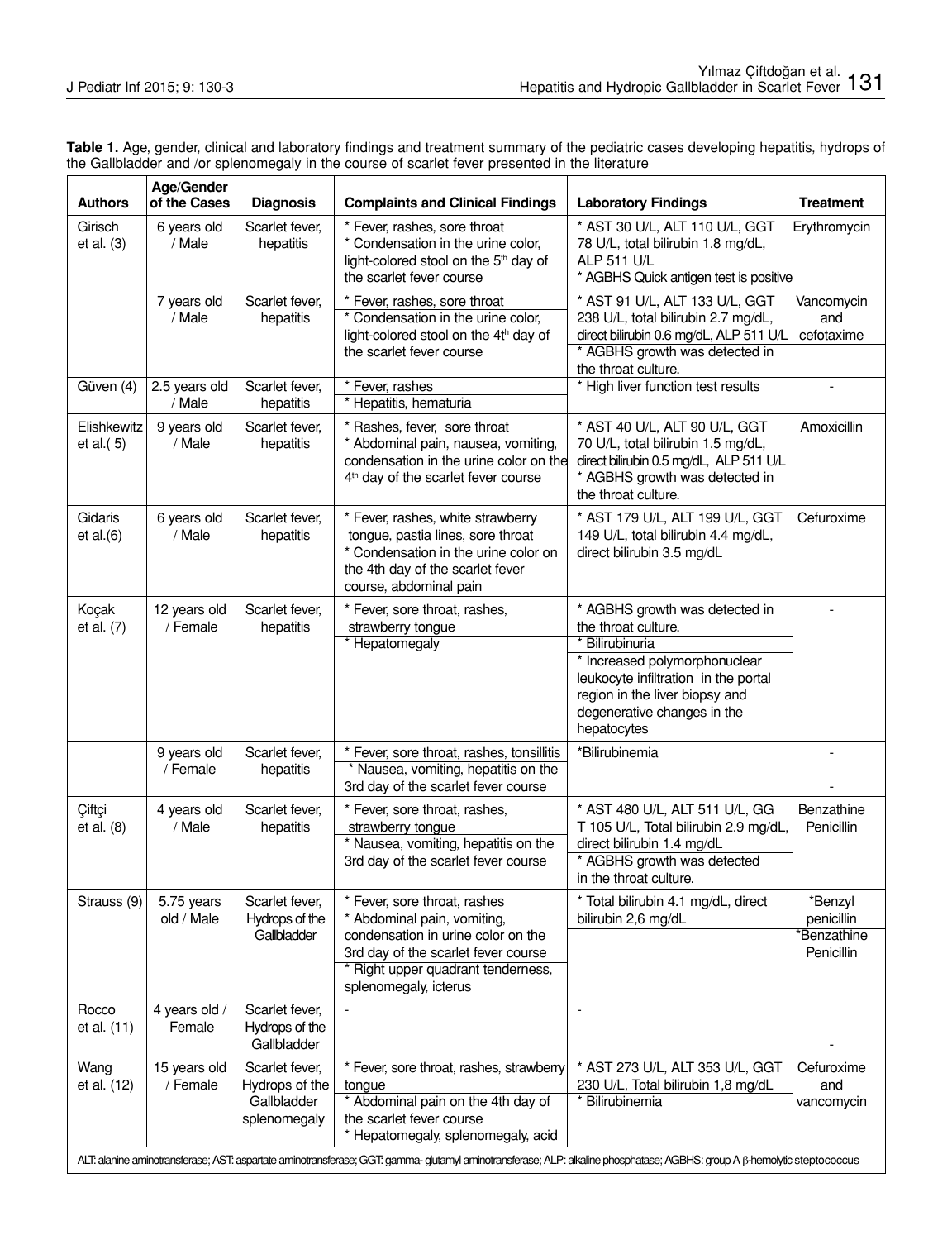**Table 1.** Age, gender, clinical and laboratory findings and treatment summary of the pediatric cases developing hepatitis, hydrops of the Gallbladder and /or splenomegaly in the course of scarlet fever presented in the literature

| Authors | Age/Gender of the Cases | Diagnosis | Complaints and Clinical Findings | Laboratory Findings | Treatment |
|---|---|---|---|---|---|
| Girisch et al. (3) | 6 years old / Male | Scarlet fever, hepatitis | * Fever, rashes, sore throat<br>* Condensation in the urine color, light-colored stool on the 5th day of the scarlet fever course | * AST 30 U/L, ALT 110 U/L, GGT 78 U/L, total bilirubin 1.8 mg/dL, ALP 511 U/L<br>* AGBHS Quick antigen test is positive | Erythromycin |
| | 7 years old / Male | Scarlet fever, hepatitis | * Fever, rashes, sore throat<br>* Condensation in the urine color, light-colored stool on the 4th day of the scarlet fever course | * AST 91 U/L, ALT 133 U/L, GGT 238 U/L, total bilirubin 2.7 mg/dL, direct bilirubin 0.6 mg/dL, ALP 511 U/L<br>* AGBHS growth was detected in the throat culture. | Vancomycin and cefotaxime |
| Güven (4) | 2.5 years old / Male | Scarlet fever, hepatitis | * Fever, rashes<br>* Hepatitis, hematuria | * High liver function test results | - |
| Elishkewitz et al.( 5) | 9 years old / Male | Scarlet fever, hepatitis | * Rashes, fever, sore throat<br>* Abdominal pain, nausea, vomiting, condensation in the urine color on the 4th day of the scarlet fever course | * AST 40 U/L, ALT 90 U/L, GGT 70 U/L, total bilirubin 1.5 mg/dL, direct bilirubin 0.5 mg/dL, ALP 511 U/L<br>* AGBHS growth was detected in the throat culture. | Amoxicillin |
| Gidaris et al.(6) | 6 years old / Male | Scarlet fever, hepatitis | * Fever, rashes, white strawberry tongue, pastia lines, sore throat<br>* Condensation in the urine color on the 4th day of the scarlet fever course, abdominal pain | * AST 179 U/L, ALT 199 U/L, GGT 149 U/L, total bilirubin 4.4 mg/dL, direct bilirubin 3.5 mg/dL | Cefuroxime |
| Koçak et al. (7) | 12 years old / Female | Scarlet fever, hepatitis | * Fever, sore throat, rashes, strawberry tongue<br>* Hepatomegaly | * AGBHS growth was detected in the throat culture.<br>* Bilirubinuria<br>* Increased polymorphonuclear leukocyte infiltration in the portal region in the liver biopsy and degenerative changes in the hepatocytes | - |
| | 9 years old / Female | Scarlet fever, hepatitis | * Fever, sore throat, rashes, tonsillitis<br>* Nausea, vomiting, hepatitis on the 3rd day of the scarlet fever course | *Bilirubinemia | -<br>- |
| Çiftçi et al. (8) | 4 years old / Male | Scarlet fever, hepatitis | * Fever, sore throat, rashes, strawberry tongue<br>* Nausea, vomiting, hepatitis on the 3rd day of the scarlet fever course | * AST 480 U/L, ALT 511 U/L, GG T 105 U/L, Total bilirubin 2.9 mg/dL, direct bilirubin 1.4 mg/dL<br>* AGBHS growth was detected in the throat culture. | Benzathine Penicillin |
| Strauss (9) | 5.75 years old / Male | Scarlet fever, Hydrops of the Gallbladder | * Fever, sore throat, rashes<br>* Abdominal pain, vomiting, condensation in urine color on the 3rd day of the scarlet fever course<br>* Right upper quadrant tenderness, splenomegaly, icterus | * Total bilirubin 4.1 mg/dL, direct bilirubin 2,6 mg/dL | *Benzyl penicillin<br>*Benzathine Penicillin |
| Rocco et al. (11) | 4 years old / Female | Scarlet fever, Hydrops of the Gallbladder | - | - | - |
| Wang et al. (12) | 15 years old / Female | Scarlet fever, Hydrops of the Gallbladder splenomegaly | * Fever, sore throat, rashes, strawberry tongue<br>* Abdominal pain on the 4th day of the scarlet fever course<br>* Hepatomegaly, splenomegaly, acid | * AST 273 U/L, ALT 353 U/L, GGT 230 U/L, Total bilirubin 1,8 mg/dL<br>* Bilirubinemia | Cefuroxime and vancomycin |

ALT: alanine aminotransferase; AST: aspartate aminotransferase; GGT: gamma- glutamyl aminotransferase; ALP: alkaline phosphatase; AGBHS: group A β-hemolytic steptococcus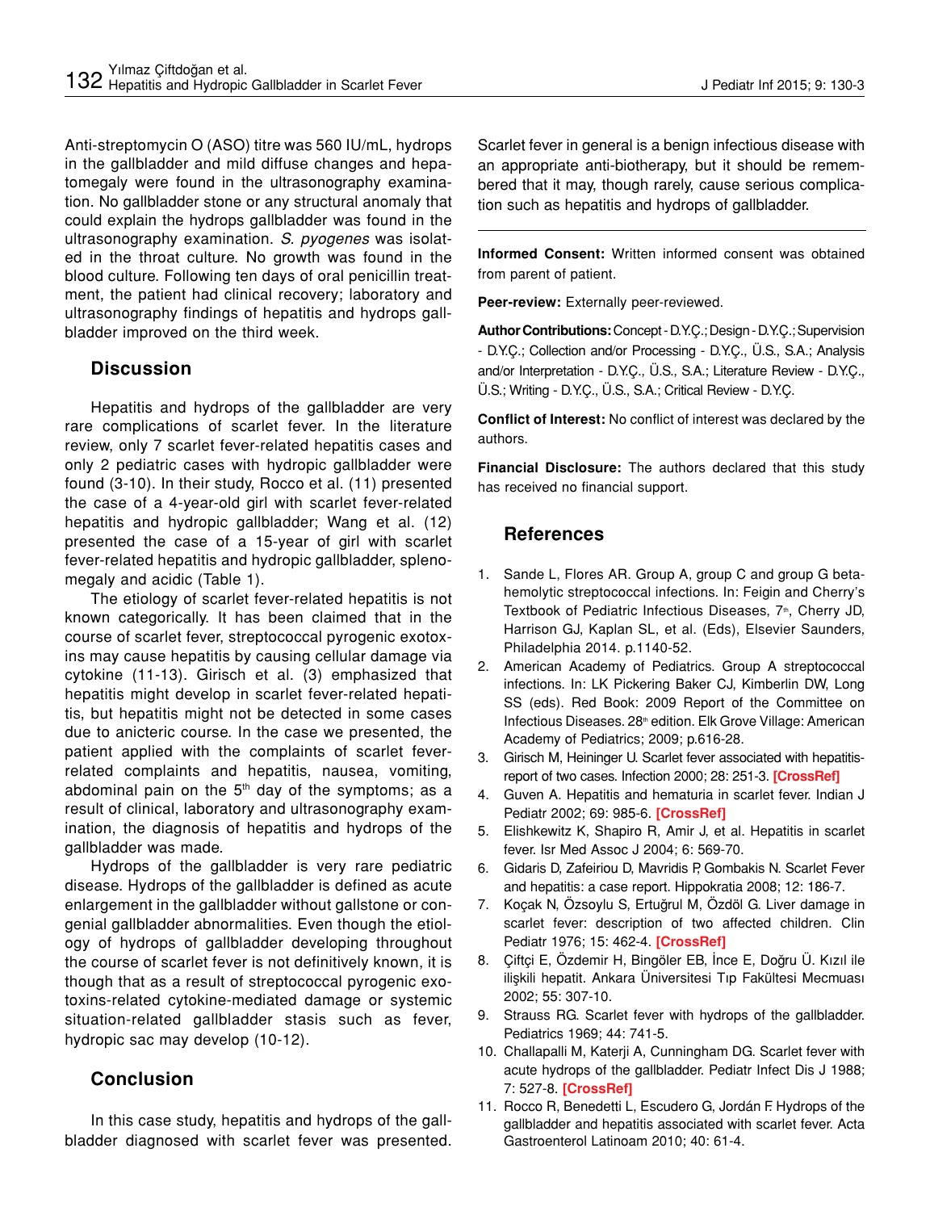Anti-streptomycin O (ASO) titre was 560 IU/mL, hydrops in the gallbladder and mild diffuse changes and hepatomegaly were found in the ultrasonography examination. No gallbladder stone or any structural anomaly that could explain the hydrops gallbladder was found in the ultrasonography examination. *S. pyogenes* was isolated in the throat culture. No growth was found in the blood culture. Following ten days of oral penicillin treatment, the patient had clinical recovery; laboratory and ultrasonography findings of hepatitis and hydrops gallbladder improved on the third week.

## Discussion

Hepatitis and hydrops of the gallbladder are very rare complications of scarlet fever. In the literature review, only 7 scarlet fever-related hepatitis cases and only 2 pediatric cases with hydropic gallbladder were found (3-10). In their study, Rocco et al. (11) presented the case of a 4-year-old girl with scarlet fever-related hepatitis and hydropic gallbladder; Wang et al. (12) presented the case of a 15-year of girl with scarlet fever-related hepatitis and hydropic gallbladder, splenomegaly and acidic (Table 1).

The etiology of scarlet fever-related hepatitis is not known categorically. It has been claimed that in the course of scarlet fever, streptococcal pyrogenic exotoxins may cause hepatitis by causing cellular damage via cytokine (11-13). Girisch et al. (3) emphasized that hepatitis might develop in scarlet fever-related hepatitis, but hepatitis might not be detected in some cases due to anicteric course. In the case we presented, the patient applied with the complaints of scarlet fever-related complaints and hepatitis, nausea, vomiting, abdominal pain on the 5th day of the symptoms; as a result of clinical, laboratory and ultrasonography examination, the diagnosis of hepatitis and hydrops of the gallbladder was made.

Hydrops of the gallbladder is very rare pediatric disease. Hydrops of the gallbladder is defined as acute enlargement in the gallbladder without gallstone or congenial gallbladder abnormalities. Even though the etiology of hydrops of gallbladder developing throughout the course of scarlet fever is not definitively known, it is though that as a result of streptococcal pyrogenic exotoxins-related cytokine-mediated damage or systemic situation-related gallbladder stasis such as fever, hydropic sac may develop (10-12).

## Conclusion

In this case study, hepatitis and hydrops of the gallbladder diagnosed with scarlet fever was presented. Scarlet fever in general is a benign infectious disease with an appropriate anti-biotherapy, but it should be remembered that it may, though rarely, cause serious complication such as hepatitis and hydrops of gallbladder.

---

**Informed Consent:** Written informed consent was obtained from parent of patient.

**Peer-review:** Externally peer-reviewed.

**Author Contributions:** Concept - D.Y.Ç.; Design - D.Y.Ç.; Supervision - D.Y.Ç.; Collection and/or Processing - D.Y.Ç., Ü.S., S.A.; Analysis and/or Interpretation - D.Y.Ç., Ü.S., S.A.; Literature Review - D.Y.Ç., Ü.S.; Writing - D.Y.Ç., Ü.S., S.A.; Critical Review - D.Y.Ç.

**Conflict of Interest:** No conflict of interest was declared by the authors.

**Financial Disclosure:** The authors declared that this study has received no financial support.

## References

1. Sande L, Flores AR. Group A, group C and group G beta-hemolytic streptococcal infections. In: Feigin and Cherry's Textbook of Pediatric Infectious Diseases, 7th, Cherry JD, Harrison GJ, Kaplan SL, et al. (Eds), Elsevier Saunders, Philadelphia 2014. p.1140-52.
2. American Academy of Pediatrics. Group A streptococcal infections. In: LK Pickering Baker CJ, Kimberlin DW, Long SS (eds). Red Book: 2009 Report of the Committee on Infectious Diseases. 28th edition. Elk Grove Village: American Academy of Pediatrics; 2009; p.616-28.
3. Girisch M, Heininger U. Scarlet fever associated with hepatitis-report of two cases. Infection 2000; 28: 251-3. [CrossRef]
4. Guven A. Hepatitis and hematuria in scarlet fever. Indian J Pediatr 2002; 69: 985-6. [CrossRef]
5. Elishkewitz K, Shapiro R, Amir J, et al. Hepatitis in scarlet fever. Isr Med Assoc J 2004; 6: 569-70.
6. Gidaris D, Zafeiriou D, Mavridis P, Gombakis N. Scarlet Fever and hepatitis: a case report. Hippokratia 2008; 12: 186-7.
7. Koçak N, Özsoylu S, Ertuğrul M, Özdöl G. Liver damage in scarlet fever: description of two affected children. Clin Pediatr 1976; 15: 462-4. [CrossRef]
8. Çiftçi E, Özdemir H, Bingöler EB, İnce E, Doğru Ü. Kızıl ile ilişkili hepatit. Ankara Üniversitesi Tıp Fakültesi Mecmuası 2002; 55: 307-10.
9. Strauss RG. Scarlet fever with hydrops of the gallbladder. Pediatrics 1969; 44: 741-5.
10. Challapalli M, Katerji A, Cunningham DG. Scarlet fever with acute hydrops of the gallbladder. Pediatr Infect Dis J 1988; 7: 527-8. [CrossRef]
11. Rocco R, Benedetti L, Escudero G, Jordán F. Hydrops of the gallbladder and hepatitis associated with scarlet fever. Acta Gastroenterol Latinoam 2010; 40: 61-4.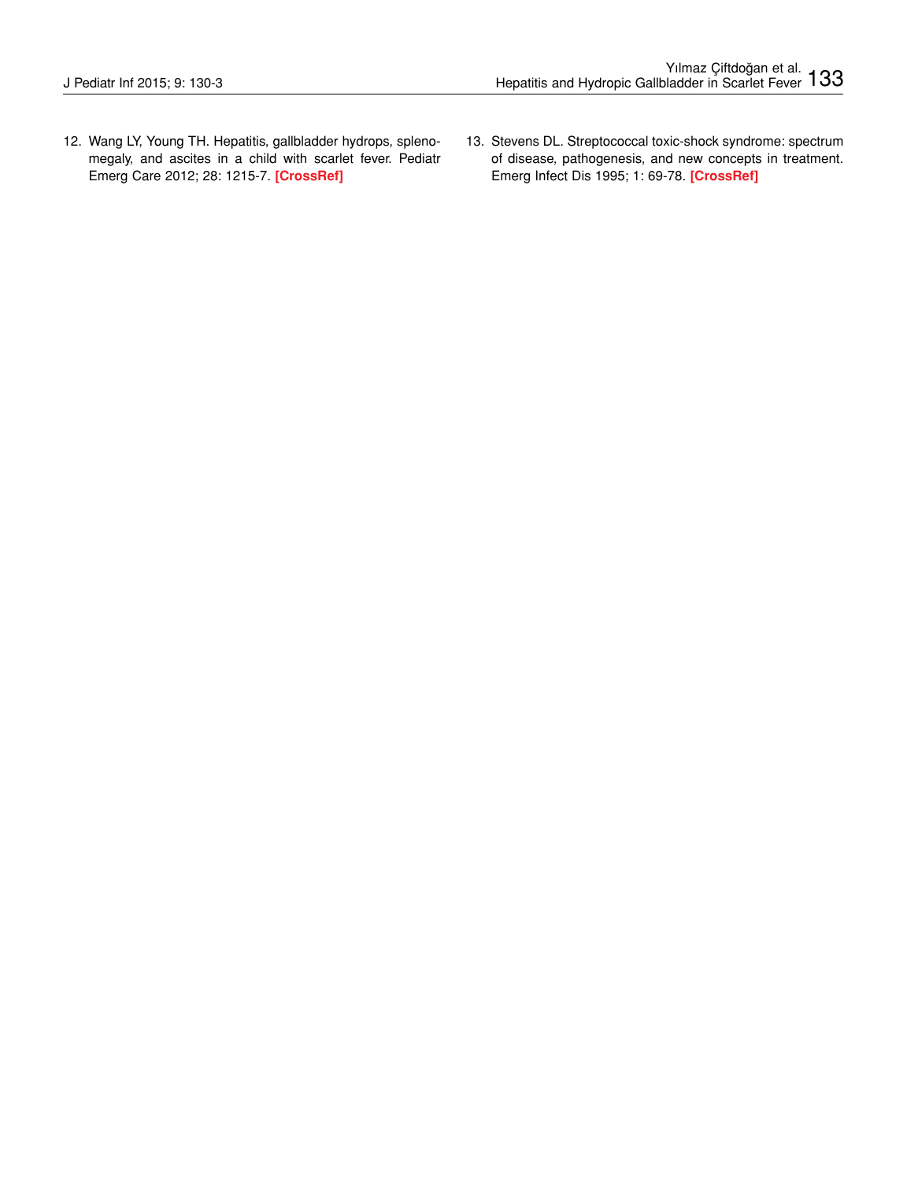12. Wang LY, Young TH. Hepatitis, gallbladder hydrops, splenomegaly, and ascites in a child with scarlet fever. Pediatr Emerg Care 2012; 28: 1215-7. **[CrossRef]**
13. Stevens DL. Streptococcal toxic-shock syndrome: spectrum of disease, pathogenesis, and new concepts in treatment. Emerg Infect Dis 1995; 1: 69-78. **[CrossRef]**